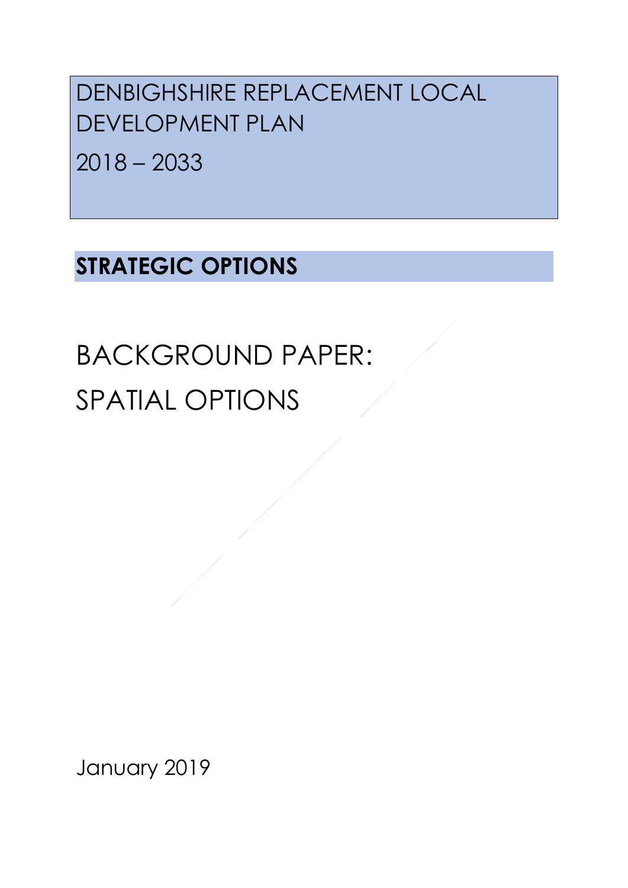# DENBIGHSHIRE REPLACEMENT LOCAL DEVELOPMENT PLAN

# 2018 – 2033

## STRATEGIC OPTIONS

# BACKGROUND PAPER: SPATIAL OPTIONS

January 2019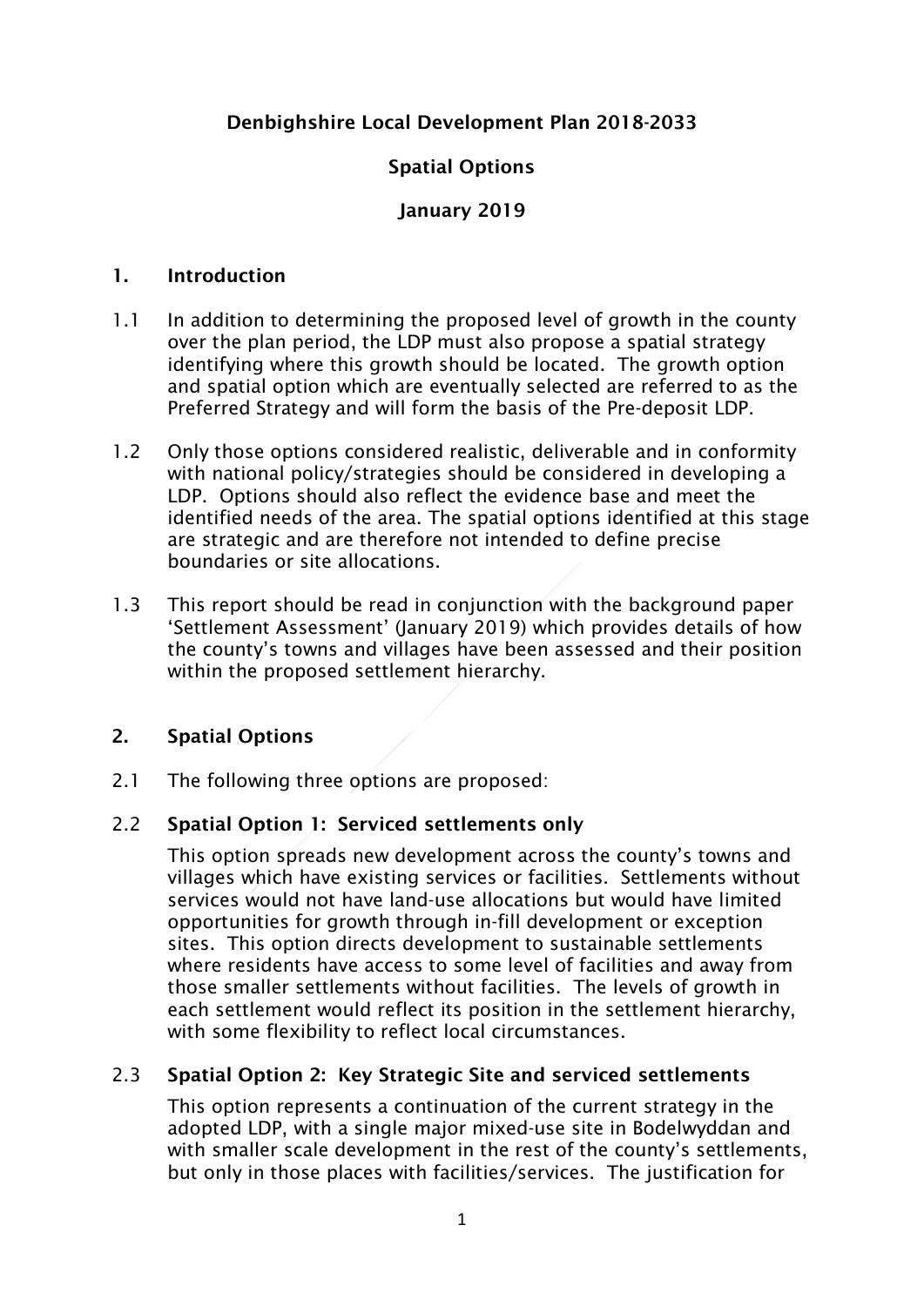**Denbighshire Local Development Plan 2018-2033**

**Spatial Options**

**January 2019**

## 1. Introduction

1.1 In addition to determining the proposed level of growth in the county over the plan period, the LDP must also propose a spatial strategy identifying where this growth should be located. The growth option and spatial option which are eventually selected are referred to as the Preferred Strategy and will form the basis of the Pre-deposit LDP.

1.2 Only those options considered realistic, deliverable and in conformity with national policy/strategies should be considered in developing a LDP. Options should also reflect the evidence base and meet the identified needs of the area. The spatial options identified at this stage are strategic and are therefore not intended to define precise boundaries or site allocations.

1.3 This report should be read in conjunction with the background paper 'Settlement Assessment' (January 2019) which provides details of how the county's towns and villages have been assessed and their position within the proposed settlement hierarchy.

## 2. Spatial Options

2.1 The following three options are proposed:

2.2 **Spatial Option 1: Serviced settlements only**

This option spreads new development across the county's towns and villages which have existing services or facilities. Settlements without services would not have land-use allocations but would have limited opportunities for growth through in-fill development or exception sites. This option directs development to sustainable settlements where residents have access to some level of facilities and away from those smaller settlements without facilities. The levels of growth in each settlement would reflect its position in the settlement hierarchy, with some flexibility to reflect local circumstances.

2.3 **Spatial Option 2: Key Strategic Site and serviced settlements**

This option represents a continuation of the current strategy in the adopted LDP, with a single major mixed-use site in Bodelwyddan and with smaller scale development in the rest of the county's settlements, but only in those places with facilities/services. The justification for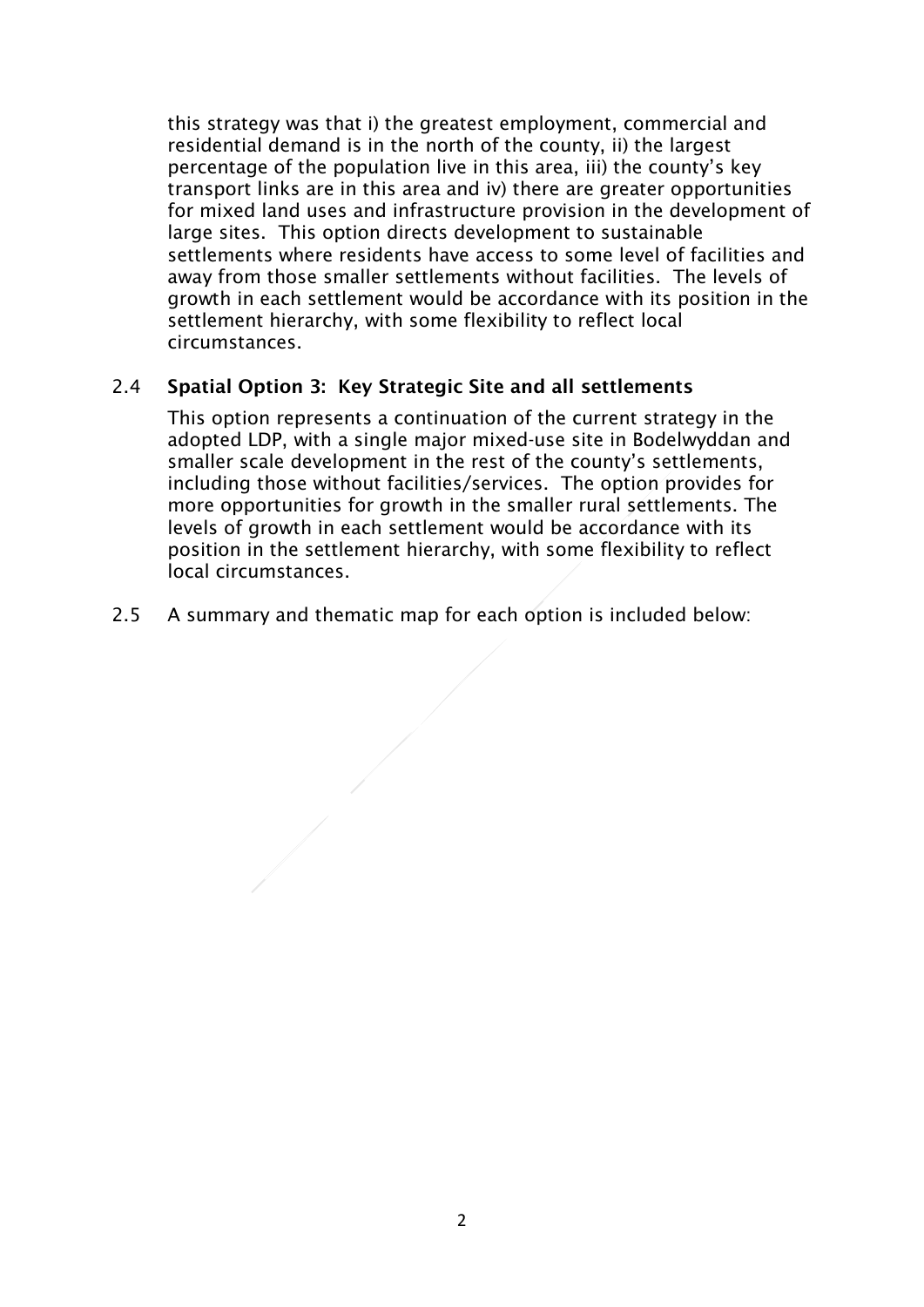this strategy was that i) the greatest employment, commercial and residential demand is in the north of the county, ii) the largest percentage of the population live in this area, iii) the county's key transport links are in this area and iv) there are greater opportunities for mixed land uses and infrastructure provision in the development of large sites. This option directs development to sustainable settlements where residents have access to some level of facilities and away from those smaller settlements without facilities. The levels of growth in each settlement would be accordance with its position in the settlement hierarchy, with some flexibility to reflect local circumstances.

2.4 **Spatial Option 3: Key Strategic Site and all settlements**

This option represents a continuation of the current strategy in the adopted LDP, with a single major mixed-use site in Bodelwyddan and smaller scale development in the rest of the county's settlements, including those without facilities/services. The option provides for more opportunities for growth in the smaller rural settlements. The levels of growth in each settlement would be accordance with its position in the settlement hierarchy, with some flexibility to reflect local circumstances.

2.5 A summary and thematic map for each option is included below: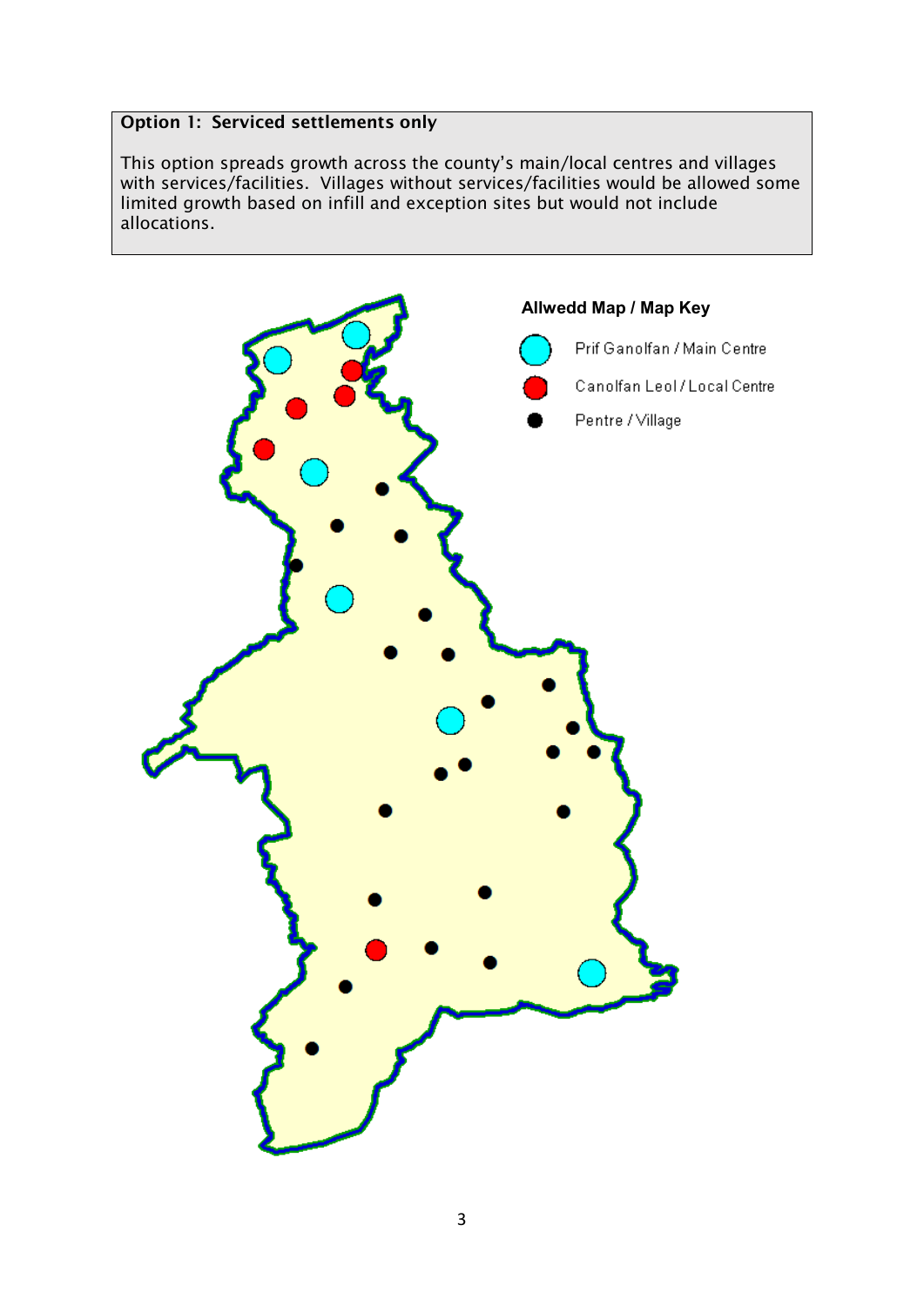**Option 1: Serviced settlements only**

This option spreads growth across the county's main/local centres and villages with services/facilities. Villages without services/facilities would be allowed some limited growth based on infill and exception sites but would not include allocations.

**Allwedd Map / Map Key**

- Prif Ganolfan / Main Centre
- Canolfan Leol / Local Centre
- Pentre / Village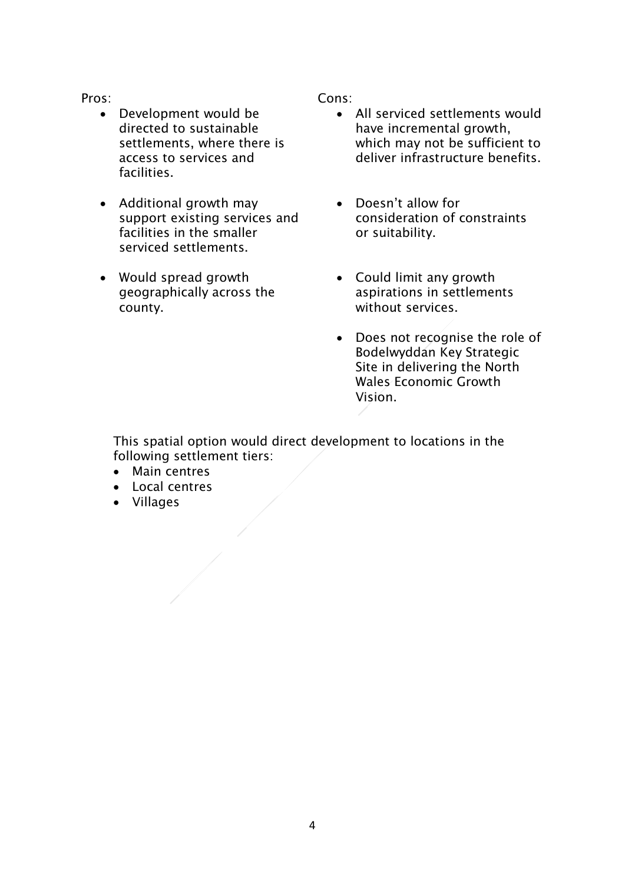Pros:

- Development would be directed to sustainable settlements, where there is access to services and facilities.
- Additional growth may support existing services and facilities in the smaller serviced settlements.
- Would spread growth geographically across the county.

Cons:

- All serviced settlements would have incremental growth, which may not be sufficient to deliver infrastructure benefits.
- Doesn't allow for consideration of constraints or suitability.
- Could limit any growth aspirations in settlements without services.
- Does not recognise the role of Bodelwyddan Key Strategic Site in delivering the North Wales Economic Growth Vision.

This spatial option would direct development to locations in the following settlement tiers:

- Main centres
- Local centres
- Villages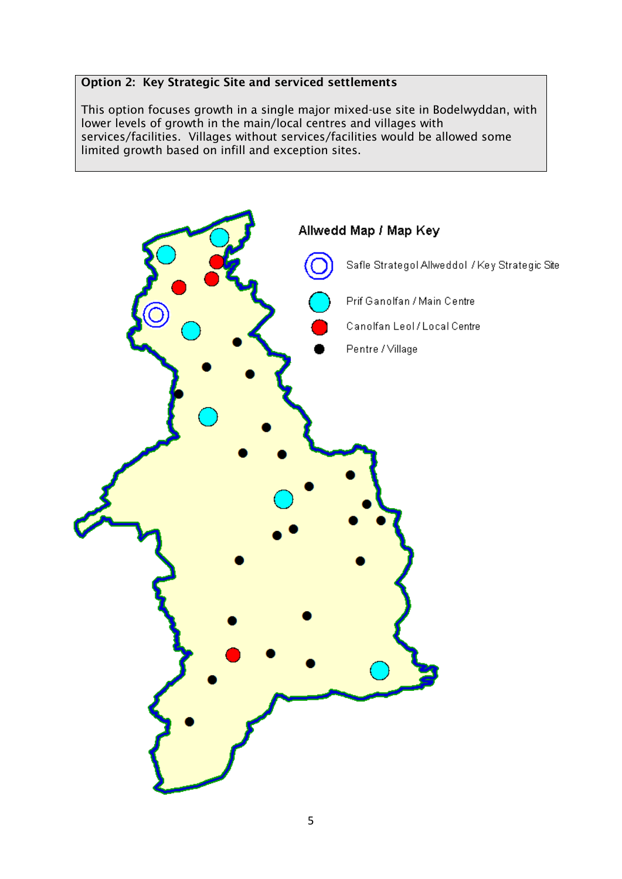**Option 2: Key Strategic Site and serviced settlements**

This option focuses growth in a single major mixed-use site in Bodelwyddan, with lower levels of growth in the main/local centres and villages with services/facilities. Villages without services/facilities would be allowed some limited growth based on infill and exception sites.

**Allwedd Map / Map Key**

- Safle Strategol Allweddol / Key Strategic Site
- Prif Ganolfan / Main Centre
- Canolfan Leol / Local Centre
- Pentre / Village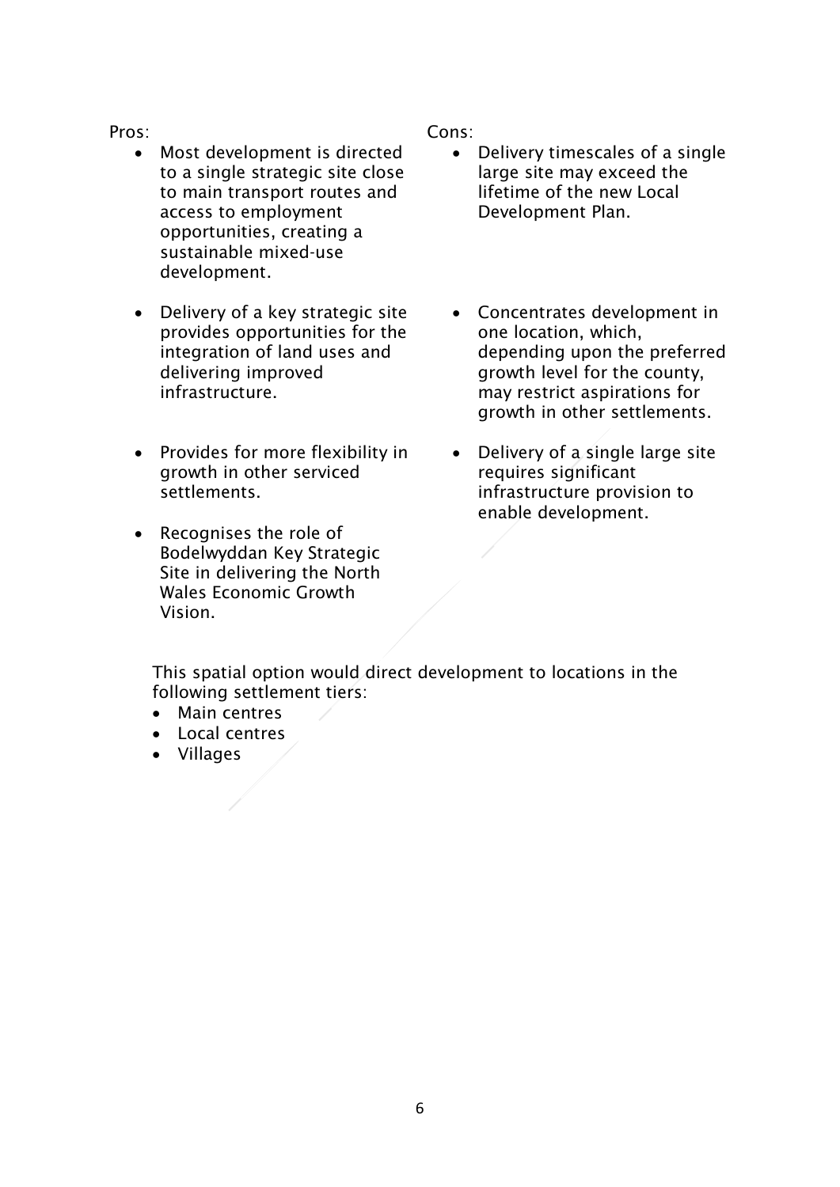| Pros: | Cons: |
| --- | --- |
| • Most development is directed to a single strategic site close to main transport routes and access to employment opportunities, creating a sustainable mixed-use development. | • Delivery timescales of a single large site may exceed the lifetime of the new Local Development Plan. |
| • Delivery of a key strategic site provides opportunities for the integration of land uses and delivering improved infrastructure. | • Concentrates development in one location, which, depending upon the preferred growth level for the county, may restrict aspirations for growth in other settlements. |
| • Provides for more flexibility in growth in other serviced settlements. | • Delivery of a single large site requires significant infrastructure provision to enable development. |
| • Recognises the role of Bodelwyddan Key Strategic Site in delivering the North Wales Economic Growth Vision. | |

This spatial option would direct development to locations in the following settlement tiers:

- Main centres
- Local centres
- Villages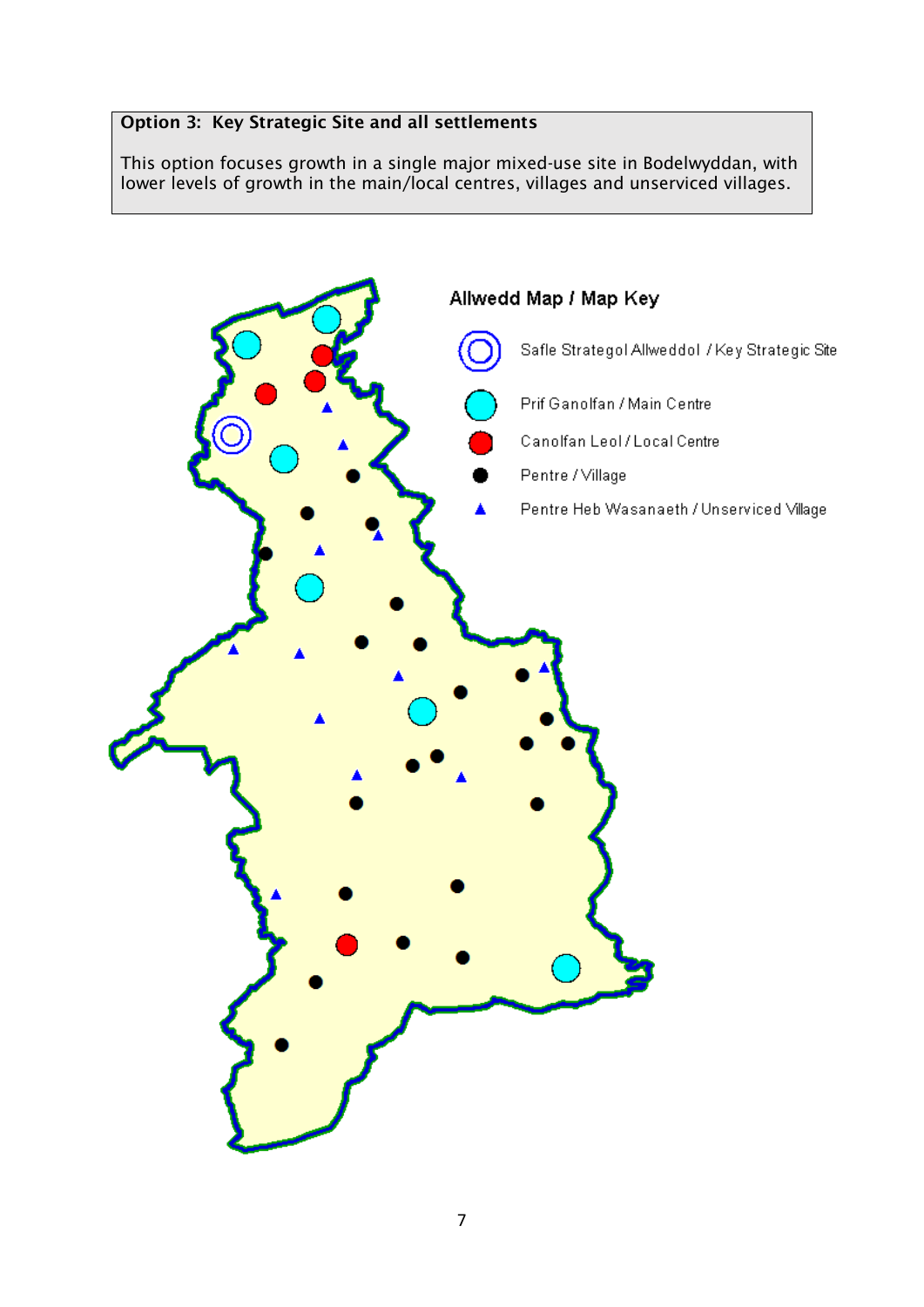**Option 3: Key Strategic Site and all settlements**

This option focuses growth in a single major mixed-use site in Bodelwyddan, with lower levels of growth in the main/local centres, villages and unserviced villages.

**Allwedd Map / Map Key**

- Safle Strategol Allweddol / Key Strategic Site
- Prif Ganolfan / Main Centre
- Canolfan Leol / Local Centre
- Pentre / Village
- Pentre Heb Wasanaeth / Unserviced Village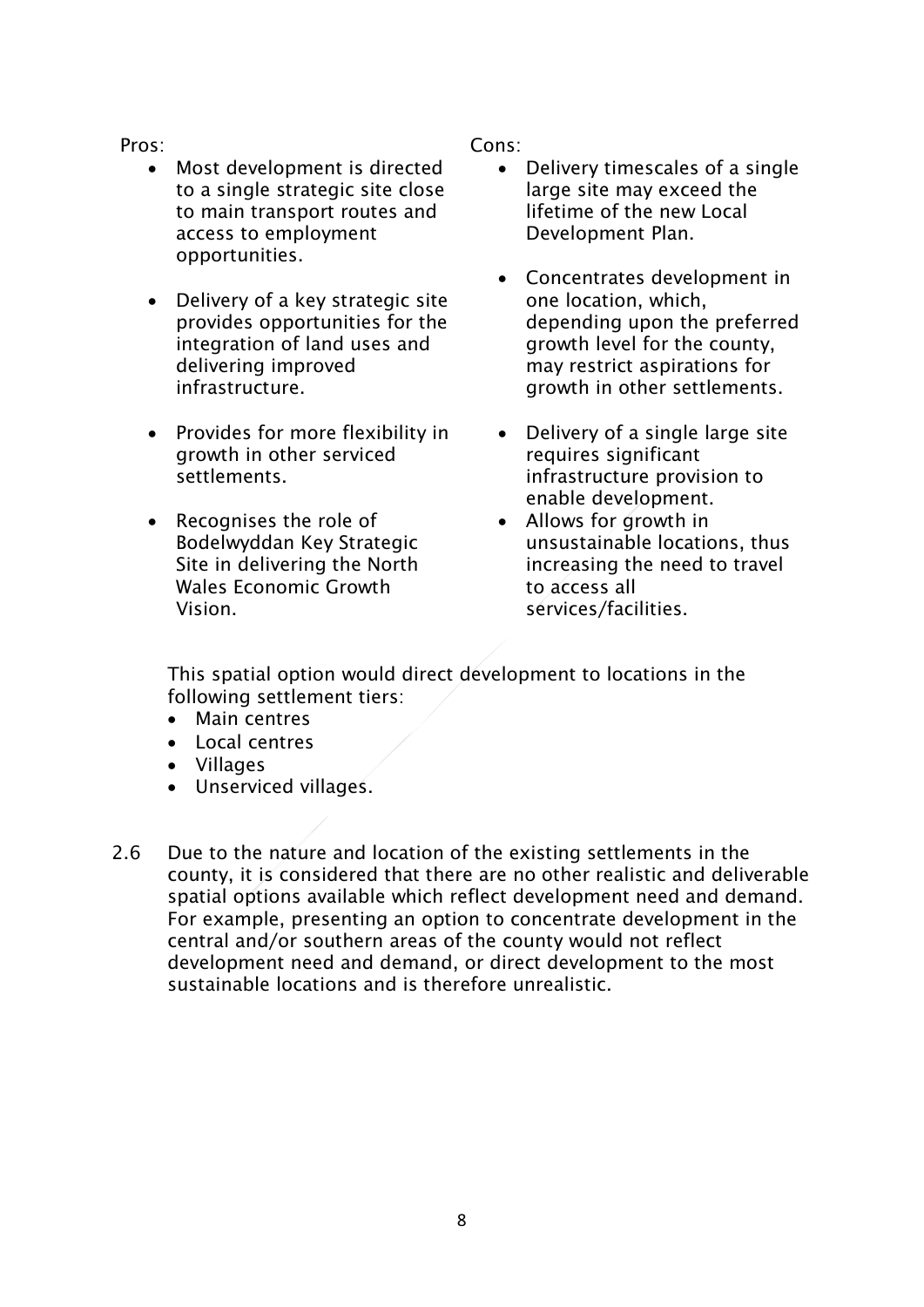Pros:

- Most development is directed to a single strategic site close to main transport routes and access to employment opportunities.
- Delivery of a key strategic site provides opportunities for the integration of land uses and delivering improved infrastructure.
- Provides for more flexibility in growth in other serviced settlements.
- Recognises the role of Bodelwyddan Key Strategic Site in delivering the North Wales Economic Growth Vision.

Cons:

- Delivery timescales of a single large site may exceed the lifetime of the new Local Development Plan.
- Concentrates development in one location, which, depending upon the preferred growth level for the county, may restrict aspirations for growth in other settlements.
- Delivery of a single large site requires significant infrastructure provision to enable development.
- Allows for growth in unsustainable locations, thus increasing the need to travel to access all services/facilities.

This spatial option would direct development to locations in the following settlement tiers:

- Main centres
- Local centres
- Villages
- Unserviced villages.

2.6 Due to the nature and location of the existing settlements in the county, it is considered that there are no other realistic and deliverable spatial options available which reflect development need and demand. For example, presenting an option to concentrate development in the central and/or southern areas of the county would not reflect development need and demand, or direct development to the most sustainable locations and is therefore unrealistic.